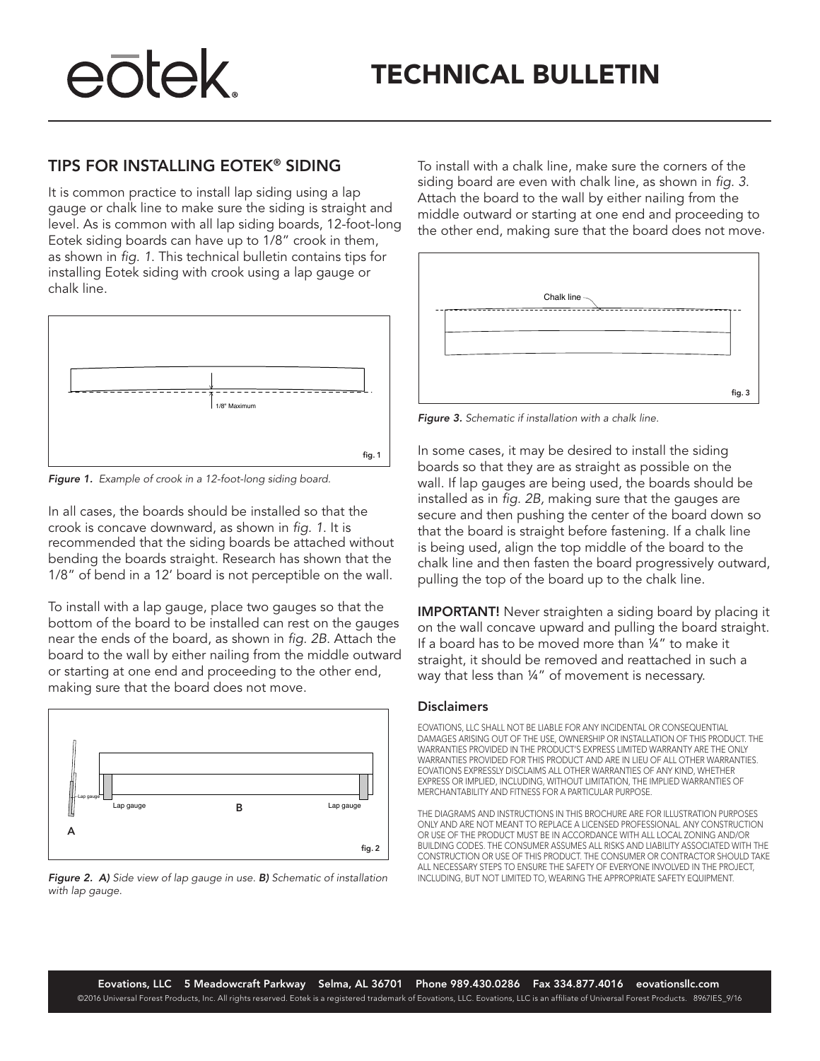# TECHNICAL BULLETIN

## TIPS FOR INSTALLING EOTEK® SIDING

It is common practice to install lap siding using a lap gauge or chalk line to make sure the siding is straight and level. As is common with all lap siding boards, 12-foot-long Eotek siding boards can have up to 1/8" crook in them, as shown in *fig. 1*. This technical bulletin contains tips for installing Eotek siding with crook using a lap gauge or chalk line.

1/8" Maximum

fig. 1

***Figure 1.*** *Example of crook in a 12-foot-long siding board.*

In all cases, the boards should be installed so that the crook is concave downward, as shown in *fig. 1*. It is recommended that the siding boards be attached without bending the boards straight. Research has shown that the 1/8" of bend in a 12' board is not perceptible on the wall.

To install with a lap gauge, place two gauges so that the bottom of the board to be installed can rest on the gauges near the ends of the board, as shown in *fig. 2B*. Attach the board to the wall by either nailing from the middle outward or starting at one end and proceeding to the other end, making sure that the board does not move.

Lap gauge — Lap gauge — B — Lap gauge

A

fig. 2

***Figure 2.*** ***A)*** *Side view of lap gauge in use.* ***B)*** *Schematic of installation with lap gauge.*

To install with a chalk line, make sure the corners of the siding board are even with chalk line, as shown in *fig. 3*. Attach the board to the wall by either nailing from the middle outward or starting at one end and proceeding to the other end, making sure that the board does not move.

Chalk line

fig. 3

***Figure 3.*** *Schematic if installation with a chalk line.*

In some cases, it may be desired to install the siding boards so that they are as straight as possible on the wall. If lap gauges are being used, the boards should be installed as in *fig. 2B*, making sure that the gauges are secure and then pushing the center of the board down so that the board is straight before fastening. If a chalk line is being used, align the top middle of the board to the chalk line and then fasten the board progressively outward, pulling the top of the board up to the chalk line.

**IMPORTANT!** Never straighten a siding board by placing it on the wall concave upward and pulling the board straight. If a board has to be moved more than ¼" to make it straight, it should be removed and reattached in such a way that less than ¼" of movement is necessary.

### Disclaimers

EOVATIONS, LLC SHALL NOT BE LIABLE FOR ANY INCIDENTAL OR CONSEQUENTIAL DAMAGES ARISING OUT OF THE USE, OWNERSHIP OR INSTALLATION OF THIS PRODUCT. THE WARRANTIES PROVIDED IN THE PRODUCT'S EXPRESS LIMITED WARRANTY ARE THE ONLY WARRANTIES PROVIDED FOR THIS PRODUCT AND ARE IN LIEU OF ALL OTHER WARRANTIES. EOVATIONS EXPRESSLY DISCLAIMS ALL OTHER WARRANTIES OF ANY KIND, WHETHER EXPRESS OR IMPLIED, INCLUDING, WITHOUT LIMITATION, THE IMPLIED WARRANTIES OF MERCHANTABILITY AND FITNESS FOR A PARTICULAR PURPOSE.

THE DIAGRAMS AND INSTRUCTIONS IN THIS BROCHURE ARE FOR ILLUSTRATION PURPOSES ONLY AND ARE NOT MEANT TO REPLACE A LICENSED PROFESSIONAL. ANY CONSTRUCTION OR USE OF THE PRODUCT MUST BE IN ACCORDANCE WITH ALL LOCAL ZONING AND/OR BUILDING CODES. THE CONSUMER ASSUMES ALL RISKS AND LIABILITY ASSOCIATED WITH THE CONSTRUCTION OR USE OF THIS PRODUCT. THE CONSUMER OR CONTRACTOR SHOULD TAKE ALL NECESSARY STEPS TO ENSURE THE SAFETY OF EVERYONE INVOLVED IN THE PROJECT, INCLUDING, BUT NOT LIMITED TO, WEARING THE APPROPRIATE SAFETY EQUIPMENT.

**Eovations, LLC 5 Meadowcraft Parkway Selma, AL 36701 Phone 989.430.0286 Fax 334.877.4016 eovationsllc.com**

©2016 Universal Forest Products, Inc. All rights reserved. Eotek is a registered trademark of Eovations, LLC. Eovations, LLC is an affiliate of Universal Forest Products. 8967IES_9/16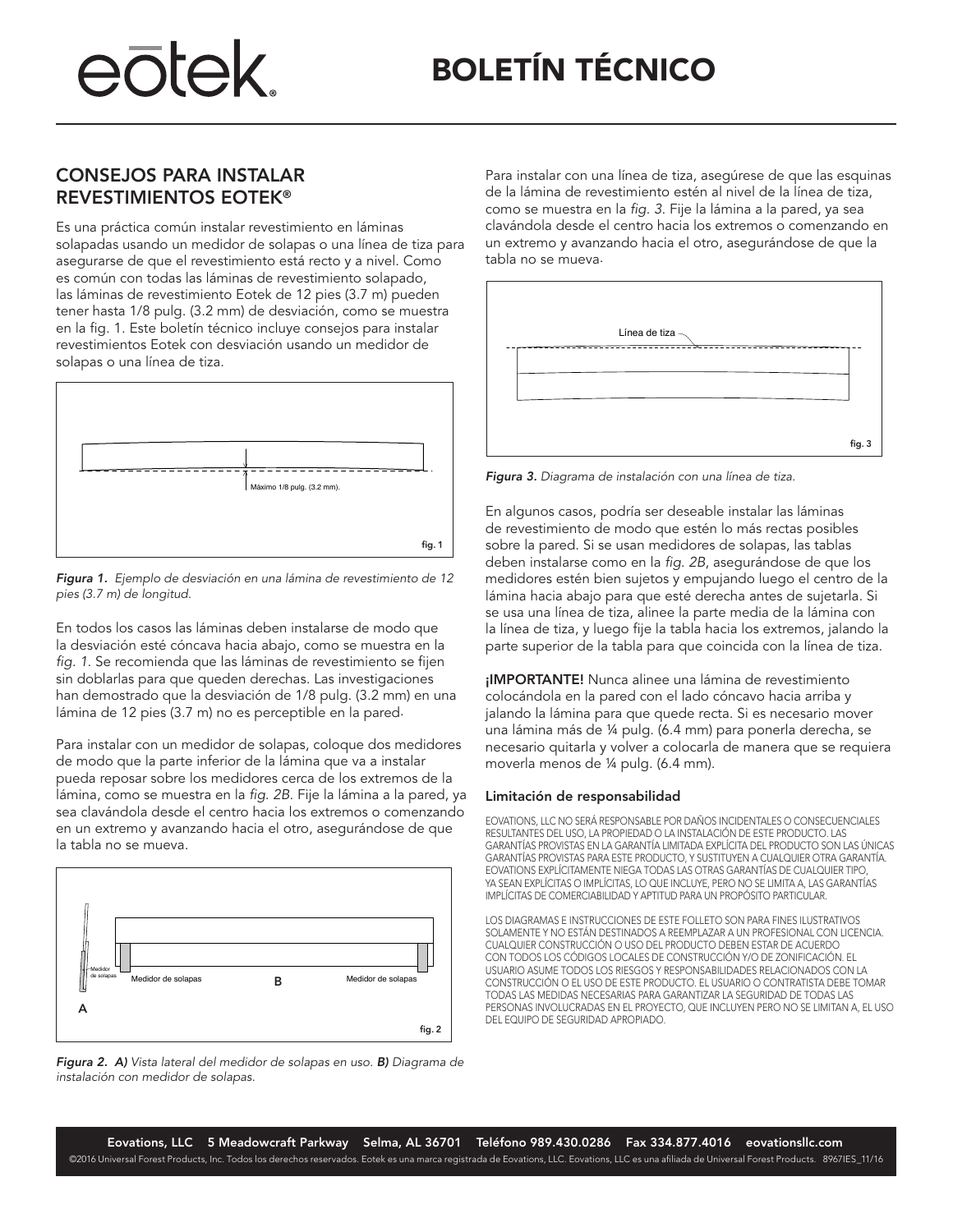# BOLETÍN TÉCNICO

## CONSEJOS PARA INSTALAR REVESTIMIENTOS EOTEK®

Es una práctica común instalar revestimiento en láminas solapadas usando un medidor de solapas o una línea de tiza para asegurarse de que el revestimiento está recto y a nivel. Como es común con todas las láminas de revestimiento solapado, las láminas de revestimiento Eotek de 12 pies (3.7 m) pueden tener hasta 1/8 pulg. (3.2 mm) de desviación, como se muestra en la fig. 1. Este boletín técnico incluye consejos para instalar revestimientos Eotek con desviación usando un medidor de solapas o una línea de tiza.

Máximo 1/8 pulg. (3.2 mm).

fig. 1

*Figura 1. Ejemplo de desviación en una lámina de revestimiento de 12 pies (3.7 m) de longitud.*

En todos los casos las láminas deben instalarse de modo que la desviación esté cóncava hacia abajo, como se muestra en la *fig. 1*. Se recomienda que las láminas de revestimiento se fijen sin doblarlas para que queden derechas. Las investigaciones han demostrado que la desviación de 1/8 pulg. (3.2 mm) en una lámina de 12 pies (3.7 m) no es perceptible en la pared.

Para instalar con un medidor de solapas, coloque dos medidores de modo que la parte inferior de la lámina que va a instalar pueda reposar sobre los medidores cerca de los extremos de la lámina, como se muestra en la *fig. 2B*. Fije la lámina a la pared, ya sea clavándola desde el centro hacia los extremos o comenzando en un extremo y avanzando hacia el otro, asegurándose de que la tabla no se mueva.

Medidor de solapas

A

Medidor de solapas

B

Medidor de solapas

fig. 2

*Figura 2. **A)** Vista lateral del medidor de solapas en uso. **B)** Diagrama de instalación con medidor de solapas.*

Para instalar con una línea de tiza, asegúrese de que las esquinas de la lámina de revestimiento estén al nivel de la línea de tiza, como se muestra en la *fig. 3*. Fije la lámina a la pared, ya sea clavándola desde el centro hacia los extremos o comenzando en un extremo y avanzando hacia el otro, asegurándose de que la tabla no se mueva.

Línea de tiza

fig. 3

*Figura 3. Diagrama de instalación con una línea de tiza.*

En algunos casos, podría ser deseable instalar las láminas de revestimiento de modo que estén lo más rectas posibles sobre la pared. Si se usan medidores de solapas, las tablas deben instalarse como en la *fig. 2B*, asegurándose de que los medidores estén bien sujetos y empujando luego el centro de la lámina hacia abajo para que esté derecha antes de sujetarla. Si se usa una línea de tiza, alinee la parte media de la lámina con la línea de tiza, y luego fije la tabla hacia los extremos, jalando la parte superior de la tabla para que coincida con la línea de tiza.

**¡IMPORTANTE!** Nunca alinee una lámina de revestimiento colocándola en la pared con el lado cóncavo hacia arriba y jalando la lámina para que quede recta. Si es necesario mover una lámina más de ¼ pulg. (6.4 mm) para ponerla derecha, se necesario quitarla y volver a colocarla de manera que se requiera moverla menos de ¼ pulg. (6.4 mm).

### Limitación de responsabilidad

EOVATIONS, LLC NO SERÁ RESPONSABLE POR DAÑOS INCIDENTALES O CONSECUENCIALES RESULTANTES DEL USO, LA PROPIEDAD O LA INSTALACIÓN DE ESTE PRODUCTO. LAS GARANTÍAS PROVISTAS EN LA GARANTÍA LIMITADA EXPLÍCITA DEL PRODUCTO SON LAS ÚNICAS GARANTÍAS PROVISTAS PARA ESTE PRODUCTO, Y SUSTITUYEN A CUALQUIER OTRA GARANTÍA. EOVATIONS EXPLÍCITAMENTE NIEGA TODAS LAS OTRAS GARANTÍAS DE CUALQUIER TIPO, YA SEAN EXPLÍCITAS O IMPLÍCITAS, LO QUE INCLUYE, PERO NO SE LIMITA A, LAS GARANTÍAS IMPLÍCITAS DE COMERCIABILIDAD Y APTITUD PARA UN PROPÓSITO PARTICULAR.

LOS DIAGRAMAS E INSTRUCCIONES DE ESTE FOLLETO SON PARA FINES ILUSTRATIVOS SOLAMENTE Y NO ESTÁN DESTINADOS A REEMPLAZAR A UN PROFESIONAL CON LICENCIA. CUALQUIER CONSTRUCCIÓN O USO DEL PRODUCTO DEBEN ESTAR DE ACUERDO CON TODOS LOS CÓDIGOS LOCALES DE CONSTRUCCIÓN Y/O DE ZONIFICACIÓN. EL USUARIO ASUME TODOS LOS RIESGOS Y RESPONSABILIDADES RELACIONADOS CON LA CONSTRUCCIÓN O EL USO DE ESTE PRODUCTO. EL USUARIO O CONTRATISTA DEBE TOMAR TODAS LAS MEDIDAS NECESARIAS PARA GARANTIZAR LA SEGURIDAD DE TODAS LAS PERSONAS INVOLUCRADAS EN EL PROYECTO, QUE INCLUYEN PERO NO SE LIMITAN A, EL USO DEL EQUIPO DE SEGURIDAD APROPIADO.

**Eovations, LLC 5 Meadowcraft Parkway Selma, AL 36701 Teléfono 989.430.0286 Fax 334.877.4016 eovationsllc.com**

©2016 Universal Forest Products, Inc. Todos los derechos reservados. Eotek es una marca registrada de Eovations, LLC. Eovations, LLC es una afiliada de Universal Forest Products. 8967IES_11/16